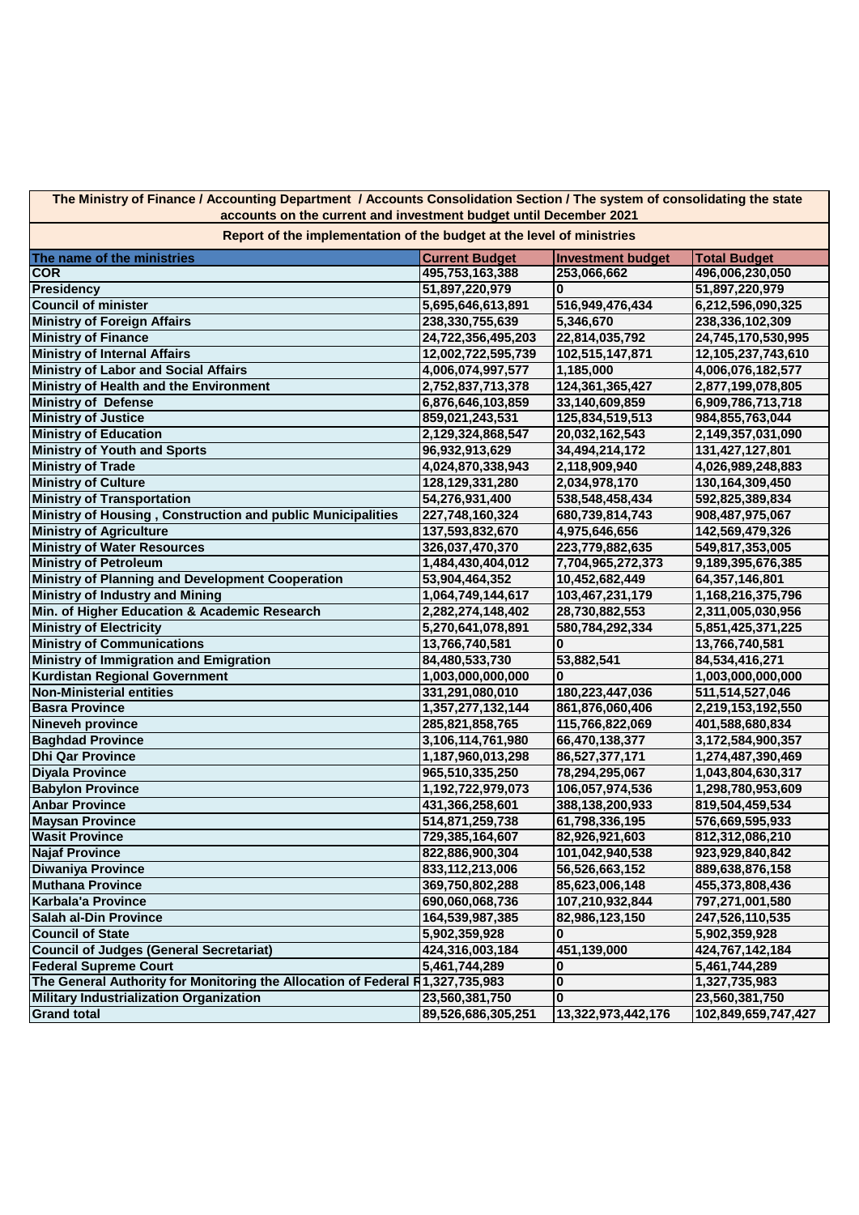**The Ministry of Finance / Accounting Department / Accounts Consolidation Section / The system of consolidating the state accounts on the current and investment budget until December 2021**

**Report of the implementation of the budget at the level of ministries**

| The name of the ministries | Current Budget | Investment budget | Total Budget |
|---|---|---|---|
| COR | 495,753,163,388 | 253,066,662 | 496,006,230,050 |
| Presidency | 51,897,220,979 | 0 | 51,897,220,979 |
| Council of minister | 5,695,646,613,891 | 516,949,476,434 | 6,212,596,090,325 |
| Ministry of Foreign Affairs | 238,330,755,639 | 5,346,670 | 238,336,102,309 |
| Ministry of Finance | 24,722,356,495,203 | 22,814,035,792 | 24,745,170,530,995 |
| Ministry of Internal Affairs | 12,002,722,595,739 | 102,515,147,871 | 12,105,237,743,610 |
| Ministry of Labor and Social Affairs | 4,006,074,997,577 | 1,185,000 | 4,006,076,182,577 |
| Ministry of Health and the Environment | 2,752,837,713,378 | 124,361,365,427 | 2,877,199,078,805 |
| Ministry of Defense | 6,876,646,103,859 | 33,140,609,859 | 6,909,786,713,718 |
| Ministry of Justice | 859,021,243,531 | 125,834,519,513 | 984,855,763,044 |
| Ministry of Education | 2,129,324,868,547 | 20,032,162,543 | 2,149,357,031,090 |
| Ministry of Youth and Sports | 96,932,913,629 | 34,494,214,172 | 131,427,127,801 |
| Ministry of Trade | 4,024,870,338,943 | 2,118,909,940 | 4,026,989,248,883 |
| Ministry of Culture | 128,129,331,280 | 2,034,978,170 | 130,164,309,450 |
| Ministry of Transportation | 54,276,931,400 | 538,548,458,434 | 592,825,389,834 |
| Ministry of Housing , Construction and public Municipalities | 227,748,160,324 | 680,739,814,743 | 908,487,975,067 |
| Ministry of Agriculture | 137,593,832,670 | 4,975,646,656 | 142,569,479,326 |
| Ministry of Water Resources | 326,037,470,370 | 223,779,882,635 | 549,817,353,005 |
| Ministry of Petroleum | 1,484,430,404,012 | 7,704,965,272,373 | 9,189,395,676,385 |
| Ministry of Planning and Development Cooperation | 53,904,464,352 | 10,452,682,449 | 64,357,146,801 |
| Ministry of Industry and Mining | 1,064,749,144,617 | 103,467,231,179 | 1,168,216,375,796 |
| Min. of Higher Education & Academic Research | 2,282,274,148,402 | 28,730,882,553 | 2,311,005,030,956 |
| Ministry of Electricity | 5,270,641,078,891 | 580,784,292,334 | 5,851,425,371,225 |
| Ministry of Communications | 13,766,740,581 | 0 | 13,766,740,581 |
| Ministry of Immigration and Emigration | 84,480,533,730 | 53,882,541 | 84,534,416,271 |
| Kurdistan Regional Government | 1,003,000,000,000 | 0 | 1,003,000,000,000 |
| Non-Ministerial entities | 331,291,080,010 | 180,223,447,036 | 511,514,527,046 |
| Basra Province | 1,357,277,132,144 | 861,876,060,406 | 2,219,153,192,550 |
| Nineveh province | 285,821,858,765 | 115,766,822,069 | 401,588,680,834 |
| Baghdad Province | 3,106,114,761,980 | 66,470,138,377 | 3,172,584,900,357 |
| Dhi Qar Province | 1,187,960,013,298 | 86,527,377,171 | 1,274,487,390,469 |
| Diyala Province | 965,510,335,250 | 78,294,295,067 | 1,043,804,630,317 |
| Babylon Province | 1,192,722,979,073 | 106,057,974,536 | 1,298,780,953,609 |
| Anbar Province | 431,366,258,601 | 388,138,200,933 | 819,504,459,534 |
| Maysan Province | 514,871,259,738 | 61,798,336,195 | 576,669,595,933 |
| Wasit Province | 729,385,164,607 | 82,926,921,603 | 812,312,086,210 |
| Najaf Province | 822,886,900,304 | 101,042,940,538 | 923,929,840,842 |
| Diwaniya Province | 833,112,213,006 | 56,526,663,152 | 889,638,876,158 |
| Muthana Province | 369,750,802,288 | 85,623,006,148 | 455,373,808,436 |
| Karbala'a Province | 690,060,068,736 | 107,210,932,844 | 797,271,001,580 |
| Salah al-Din Province | 164,539,987,385 | 82,986,123,150 | 247,526,110,535 |
| Council of State | 5,902,359,928 | 0 | 5,902,359,928 |
| Council of Judges (General Secretariat) | 424,316,003,184 | 451,139,000 | 424,767,142,184 |
| Federal Supreme Court | 5,461,744,289 | 0 | 5,461,744,289 |
| The General Authority for Monitoring the Allocation of Federal R | 1,327,735,983 | 0 | 1,327,735,983 |
| Military Industrialization Organization | 23,560,381,750 | 0 | 23,560,381,750 |
| Grand total | 89,526,686,305,251 | 13,322,973,442,176 | 102,849,659,747,427 |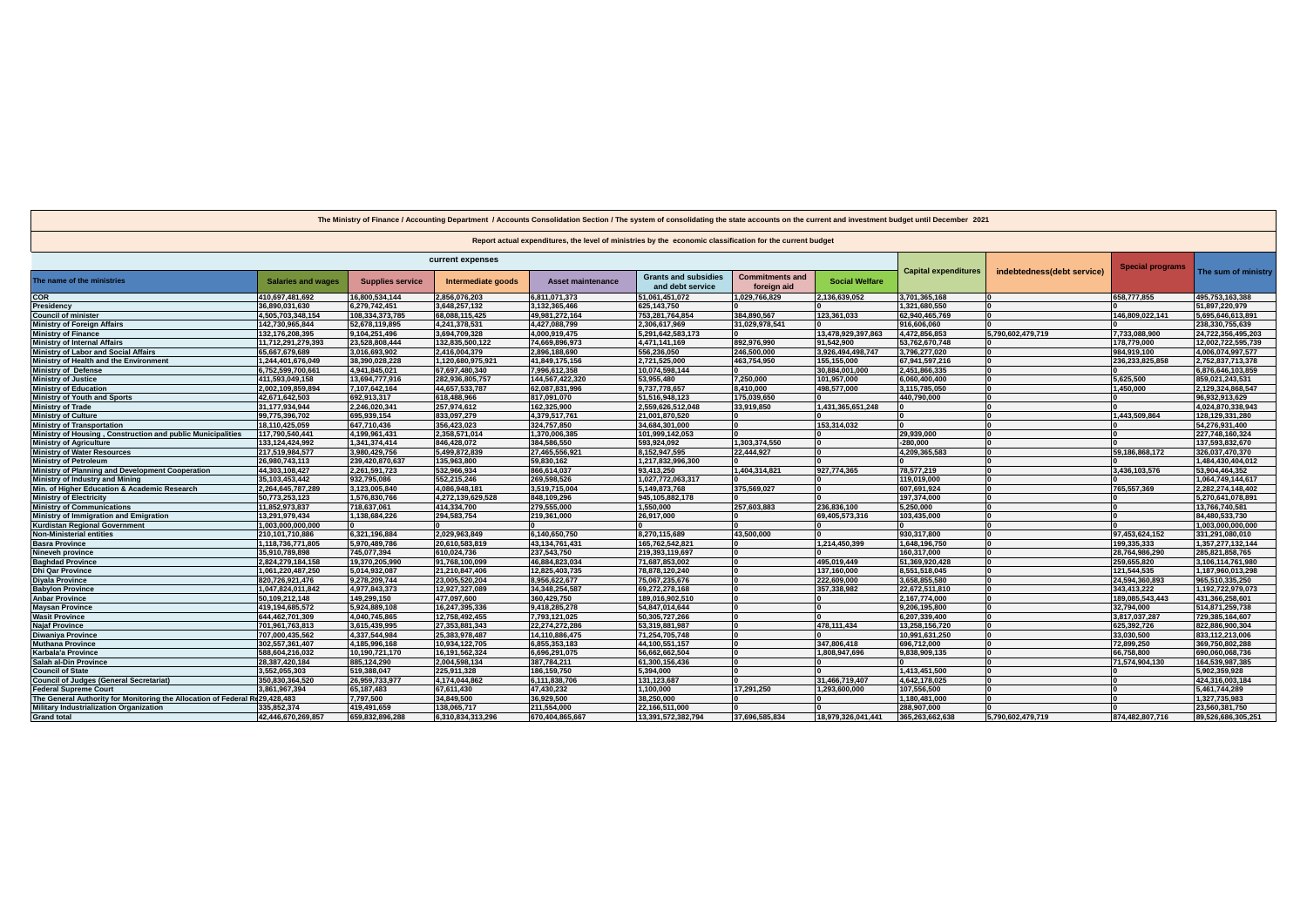**The Ministry of Finance / Accounting Department / Accounts Consolidation Section / The system of consolidating the state accounts on the current and investment budget until December 2021**

**Report actual expenditures, the level of ministries by the economic classification for the current budget**

| The name of the ministries | current expenses | | | | | | | Capital expenditures | indebtedness(debt service) | Special programs | The sum of ministry |
|---|---|---|---|---|---|---|---|---|---|---|---|
| | Salaries and wages | Supplies service | Intermediate goods | Asset maintenance | Grants and subsidies and debt service | Commitments and foreign aid | Social Welfare | | | | |
| COR | 410,697,481,692 | 16,800,534,144 | 2,856,076,203 | 6,811,071,373 | 51,061,451,072 | 1,029,766,829 | 2,136,639,052 | 3,701,365,168 | 0 | 658,777,855 | 495,753,163,388 |
| Presidency | 36,890,031,630 | 6,279,742,451 | 3,648,257,132 | 3,132,365,466 | 625,143,750 | 0 | 0 | 1,321,680,550 | 0 | 0 | 51,897,220,979 |
| Council of minister | 4,505,703,348,154 | 108,334,373,785 | 68,088,115,425 | 49,981,272,164 | 753,281,764,854 | 384,890,567 | 123,361,033 | 62,940,465,769 | 0 | 146,809,022,141 | 5,695,646,613,891 |
| Ministry of Foreign Affairs | 142,730,965,844 | 52,678,119,895 | 4,241,378,531 | 4,427,088,799 | 2,306,617,969 | 31,029,978,541 | 0 | 916,606,060 | 0 | 0 | 238,330,755,639 |
| Ministry of Finance | 132,176,208,395 | 9,104,251,496 | 3,694,709,328 | 4,000,919,475 | 5,291,642,583,173 | 0 | 13,478,929,397,863 | 4,472,856,853 | 5,790,602,479,719 | 7,733,088,900 | 24,722,356,495,203 |
| Ministry of Internal Affairs | 11,712,291,279,393 | 23,528,808,444 | 132,835,500,122 | 74,669,896,973 | 4,471,141,169 | 892,976,990 | 91,542,900 | 53,762,670,748 | 0 | 178,779,000 | 12,002,722,595,739 |
| Ministry of Labor and Social Affairs | 65,667,679,689 | 3,016,693,902 | 2,416,004,379 | 2,896,188,690 | 556,236,050 | 246,500,000 | 3,926,494,498,747 | 3,796,277,020 | 0 | 984,919,100 | 4,006,074,997,577 |
| Ministry of Health and the Environment | 1,244,401,676,049 | 38,390,028,228 | 1,120,680,975,921 | 41,849,175,156 | 2,721,525,000 | 463,754,950 | 155,155,000 | 67,941,597,216 | 0 | 236,233,825,858 | 2,752,837,713,378 |
| Ministry of Defense | 6,752,599,700,661 | 4,941,845,021 | 67,697,480,340 | 7,996,612,358 | 10,074,598,144 | 0 | 30,884,001,000 | 2,451,866,335 | 0 | 0 | 6,876,646,103,859 |
| Ministry of Justice | 411,593,049,158 | 13,694,777,916 | 282,936,805,757 | 144,567,422,320 | 53,955,480 | 7,250,000 | 101,957,000 | 6,060,400,400 | 0 | 5,625,500 | 859,021,243,531 |
| Ministry of Education | 2,002,109,859,894 | 7,107,642,164 | 44,657,533,787 | 62,087,831,996 | 9,737,778,657 | 8,410,000 | 498,577,000 | 3,115,785,050 | 0 | 1,450,000 | 2,129,324,868,547 |
| Ministry of Youth and Sports | 42,671,642,503 | 692,913,317 | 618,488,966 | 817,091,070 | 51,516,948,123 | 175,039,650 | 0 | 440,790,000 | 0 | 0 | 96,932,913,629 |
| Ministry of Trade | 31,177,934,944 | 2,246,020,341 | 257,974,612 | 162,325,900 | 2,559,626,512,048 | 33,919,850 | 1,431,365,651,248 | 0 | 0 | 0 | 4,024,870,338,943 |
| Ministry of Culture | 99,775,396,702 | 695,939,154 | 833,097,279 | 4,379,517,761 | 21,001,870,520 | 0 | 0 | 0 | 0 | 1,443,509,864 | 128,129,331,280 |
| Ministry of Transportation | 18,110,425,059 | 647,710,436 | 356,423,023 | 324,757,850 | 34,684,301,000 | 0 | 153,314,032 | 0 | 0 | 0 | 54,276,931,400 |
| Ministry of Housing , Construction and public Municipalities | 117,790,540,441 | 4,199,961,431 | 2,358,571,014 | 1,370,006,385 | 101,999,142,053 | 0 | 0 | 29,939,000 | 0 | 0 | 227,748,160,324 |
| Ministry of Agriculture | 133,124,424,992 | 1,341,374,414 | 846,428,072 | 384,586,550 | 593,924,092 | 1,303,374,550 | 0 | -280,000 | 0 | 0 | 137,593,832,670 |
| Ministry of Water Resources | 217,519,984,577 | 3,980,429,756 | 5,499,872,839 | 27,465,556,921 | 8,152,947,595 | 22,444,927 | 0 | 4,209,365,583 | 0 | 59,186,868,172 | 326,037,470,370 |
| Ministry of Petroleum | 26,980,743,113 | 239,420,870,637 | 135,963,800 | 59,830,162 | 1,217,832,996,300 | 0 | 0 | 0 | 0 | 0 | 1,484,430,404,012 |
| Ministry of Planning and Development Cooperation | 44,303,108,427 | 2,261,591,723 | 532,966,934 | 866,614,037 | 93,413,250 | 1,404,314,821 | 927,774,365 | 78,577,219 | 0 | 3,436,103,576 | 53,904,464,352 |
| Ministry of Industry and Mining | 35,103,453,442 | 932,795,086 | 552,215,246 | 269,598,526 | 1,027,772,063,317 | 0 | 0 | 119,019,000 | 0 | 0 | 1,064,749,144,617 |
| Min. of Higher Education & Academic Research | 2,264,645,787,289 | 3,123,005,840 | 4,086,948,181 | 3,519,715,004 | 5,149,873,768 | 375,569,027 | 0 | 607,691,924 | 0 | 765,557,369 | 2,282,274,148,402 |
| Ministry of Electricity | 50,773,253,123 | 1,576,830,766 | 4,272,139,629,528 | 848,109,296 | 945,105,882,178 | 0 | 0 | 197,374,000 | 0 | 0 | 5,270,641,078,891 |
| Ministry of Communications | 11,852,973,837 | 718,637,061 | 414,334,700 | 279,555,000 | 1,550,000 | 257,603,883 | 236,836,100 | 5,250,000 | 0 | 0 | 13,766,740,581 |
| Ministry of Immigration and Emigration | 13,291,979,434 | 1,138,684,226 | 294,583,754 | 219,361,000 | 26,917,000 | 0 | 69,405,573,316 | 103,435,000 | 0 | 0 | 84,480,533,730 |
| Kurdistan Regional Government | 1,003,000,000,000 | 0 | 0 | 0 | 0 | 0 | 0 | 0 | 0 | 0 | 1,003,000,000,000 |
| Non-Ministerial entities | 210,101,710,886 | 6,321,196,884 | 2,029,963,849 | 6,140,650,750 | 8,270,115,689 | 43,500,000 | 0 | 930,317,800 | 0 | 97,453,624,152 | 331,291,080,010 |
| Basra Province | 1,118,736,771,805 | 5,970,489,786 | 20,610,583,819 | 43,134,761,431 | 165,762,542,821 | 0 | 1,214,450,399 | 1,648,196,750 | 0 | 199,335,333 | 1,357,277,132,144 |
| Nineveh province | 35,910,789,898 | 745,077,394 | 610,024,736 | 237,543,750 | 219,393,119,697 | 0 | 0 | 160,317,000 | 0 | 28,764,986,290 | 285,821,858,765 |
| Baghdad Province | 2,824,279,184,158 | 19,370,205,990 | 91,768,100,099 | 46,884,823,034 | 71,687,853,002 | 0 | 495,019,449 | 51,369,920,428 | 0 | 259,655,820 | 3,106,114,761,980 |
| Dhi Qar Province | 1,061,220,487,250 | 5,014,932,087 | 21,270,847,406 | 12,825,403,735 | 78,878,120,240 | 0 | 137,160,000 | 8,551,518,045 | 0 | 121,544,535 | 1,187,960,013,298 |
| Diyala Province | 820,726,921,476 | 9,278,209,744 | 23,005,520,204 | 8,956,622,677 | 75,067,235,676 | 0 | 222,609,000 | 3,658,855,580 | 0 | 24,594,360,893 | 965,510,335,250 |
| Babylon Province | 1,047,824,011,842 | 4,977,843,373 | 12,927,327,089 | 34,348,254,587 | 69,272,278,168 | 0 | 357,338,982 | 22,672,511,810 | 0 | 343,413,222 | 1,192,722,979,073 |
| Anbar Province | 50,109,212,148 | 149,299,150 | 477,097,600 | 360,429,750 | 189,016,902,510 | 0 | 0 | 2,167,774,000 | 0 | 189,085,543,443 | 431,366,258,601 |
| Maysan Province | 419,194,685,572 | 5,924,889,108 | 16,247,395,336 | 9,418,285,278 | 54,847,014,644 | 0 | 0 | 9,206,195,800 | 0 | 32,794,000 | 514,871,259,738 |
| Wasit Province | 644,462,701,309 | 4,040,745,865 | 12,758,492,455 | 7,793,121,025 | 50,305,727,266 | 0 | 0 | 6,207,339,400 | 0 | 3,817,037,287 | 729,385,164,607 |
| Najaf Province | 701,961,763,813 | 3,615,439,995 | 27,353,881,343 | 22,274,272,286 | 53,319,881,987 | 0 | 478,111,434 | 13,258,156,720 | 0 | 625,392,726 | 822,886,900,304 |
| Diwaniya Province | 707,000,435,562 | 4,337,544,984 | 25,383,978,487 | 14,110,886,475 | 71,254,705,748 | 0 | 0 | 10,991,631,250 | 0 | 33,030,500 | 833,112,213,006 |
| Muthana Province | 302,557,361,407 | 4,185,996,168 | 10,934,122,705 | 6,855,353,183 | 44,100,551,157 | 0 | 347,806,418 | 696,712,000 | 0 | 72,899,250 | 369,750,802,288 |
| Karbala'a Province | 588,604,216,032 | 10,190,721,170 | 16,191,562,324 | 6,696,291,075 | 56,662,662,504 | 0 | 1,808,947,696 | 9,838,909,135 | 0 | 66,758,800 | 690,060,068,736 |
| Salah al-Din Province | 28,387,420,184 | 885,124,290 | 2,004,598,134 | 387,784,211 | 61,300,156,436 | 0 | 0 | 0 | 0 | 71,574,904,130 | 164,539,987,385 |
| Council of State | 3,552,055,303 | 519,388,047 | 225,911,328 | 186,159,750 | 5,394,000 | 0 | 0 | 1,413,451,500 | 0 | 0 | 5,902,359,928 |
| Council of Judges (General Secretariat) | 350,830,364,520 | 26,959,733,977 | 4,174,044,862 | 6,111,838,706 | 131,123,687 | 0 | 31,466,719,407 | 4,642,178,025 | 0 | 0 | 424,316,003,184 |
| Federal Supreme Court | 3,861,967,394 | 65,187,483 | 67,611,430 | 47,430,232 | 1,100,000 | 17,291,250 | 1,293,600,000 | 107,556,500 | 0 | 0 | 5,461,744,289 |
| The General Authority for Monitoring the Allocation of Federal Re | 29,428,483 | 7,797,500 | 34,849,500 | 36,929,500 | 38,250,000 | 0 | 0 | 1,180,481,000 | 0 | 0 | 1,327,735,983 |
| Military Industrialization Organization | 335,852,374 | 419,491,659 | 138,065,717 | 211,554,000 | 22,166,511,000 | 0 | 0 | 288,907,000 | 0 | 0 | 23,560,381,750 |
| Grand total | 42,446,670,269,857 | 659,832,896,288 | 6,310,834,313,296 | 670,404,865,667 | 13,391,572,382,794 | 37,696,585,834 | 18,979,326,041,441 | 365,263,662,638 | 5,790,602,479,719 | 874,482,807,716 | 89,526,686,305,251 |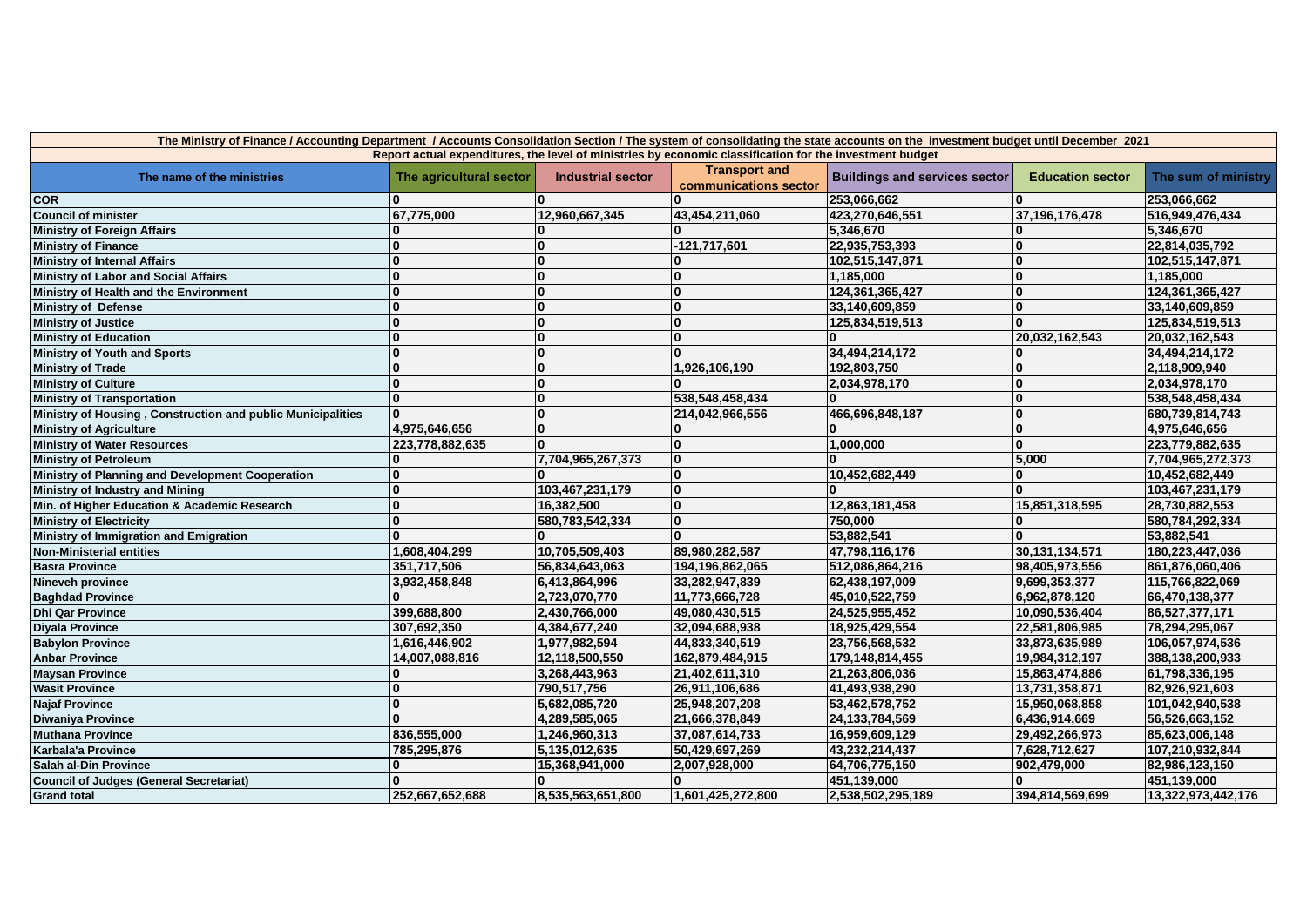| The Ministry of Finance / Accounting Department / Accounts Consolidation Section / The system of consolidating the state accounts on the investment budget until December 2021 | | | | | | |
|---|---|---|---|---|---|---|
| Report actual expenditures, the level of ministries by economic classification for the investment budget | | | | | | |
| **The name of the ministries** | **The agricultural sector** | **Industrial sector** | **Transport and communications sector** | **Buildings and services sector** | **Education sector** | **The sum of ministry** |
| COR | 0 | 0 | 0 | 253,066,662 | 0 | 253,066,662 |
| Council of minister | 67,775,000 | 12,960,667,345 | 43,454,211,060 | 423,270,646,551 | 37,196,176,478 | 516,949,476,434 |
| Ministry of Foreign Affairs | 0 | 0 | 0 | 5,346,670 | 0 | 5,346,670 |
| Ministry of Finance | 0 | 0 | -121,717,601 | 22,935,753,393 | 0 | 22,814,035,792 |
| Ministry of Internal Affairs | 0 | 0 | 0 | 102,515,147,871 | 0 | 102,515,147,871 |
| Ministry of Labor and Social Affairs | 0 | 0 | 0 | 1,185,000 | 0 | 1,185,000 |
| Ministry of Health and the Environment | 0 | 0 | 0 | 124,361,365,427 | 0 | 124,361,365,427 |
| Ministry of Defense | 0 | 0 | 0 | 33,140,609,859 | 0 | 33,140,609,859 |
| Ministry of Justice | 0 | 0 | 0 | 125,834,519,513 | 0 | 125,834,519,513 |
| Ministry of Education | 0 | 0 | 0 | 0 | 20,032,162,543 | 20,032,162,543 |
| Ministry of Youth and Sports | 0 | 0 | 0 | 34,494,214,172 | 0 | 34,494,214,172 |
| Ministry of Trade | 0 | 0 | 1,926,106,190 | 192,803,750 | 0 | 2,118,909,940 |
| Ministry of Culture | 0 | 0 | 0 | 2,034,978,170 | 0 | 2,034,978,170 |
| Ministry of Transportation | 0 | 0 | 538,548,458,434 | 0 | 0 | 538,548,458,434 |
| Ministry of Housing , Construction and public Municipalities | 0 | 0 | 214,042,966,556 | 466,696,848,187 | 0 | 680,739,814,743 |
| Ministry of Agriculture | 4,975,646,656 | 0 | 0 | 0 | 0 | 4,975,646,656 |
| Ministry of Water Resources | 223,778,882,635 | 0 | 0 | 1,000,000 | 0 | 223,779,882,635 |
| Ministry of Petroleum | 0 | 7,704,965,267,373 | 0 | 0 | 5,000 | 7,704,965,272,373 |
| Ministry of Planning and Development Cooperation | 0 | 0 | 0 | 10,452,682,449 | 0 | 10,452,682,449 |
| Ministry of Industry and Mining | 0 | 103,467,231,179 | 0 | 0 | 0 | 103,467,231,179 |
| Min. of Higher Education & Academic Research | 0 | 16,382,500 | 0 | 12,863,181,458 | 15,851,318,595 | 28,730,882,553 |
| Ministry of Electricity | 0 | 580,783,542,334 | 0 | 750,000 | 0 | 580,784,292,334 |
| Ministry of Immigration and Emigration | 0 | 0 | 0 | 53,882,541 | 0 | 53,882,541 |
| Non-Ministerial entities | 1,608,404,299 | 10,705,509,403 | 89,980,282,587 | 47,798,116,176 | 30,131,134,571 | 180,223,447,036 |
| Basra Province | 351,717,506 | 56,834,643,063 | 194,196,862,065 | 512,086,864,216 | 98,405,973,556 | 861,876,060,406 |
| Nineveh province | 3,932,458,848 | 6,413,864,996 | 33,282,947,839 | 62,438,197,009 | 9,699,353,377 | 115,766,822,069 |
| Baghdad Province | 0 | 2,723,070,770 | 11,773,666,728 | 45,010,522,759 | 6,962,878,120 | 66,470,138,377 |
| Dhi Qar Province | 399,688,800 | 2,430,766,000 | 49,080,430,515 | 24,525,955,452 | 10,090,536,404 | 86,527,377,171 |
| Diyala Province | 307,692,350 | 4,384,677,240 | 32,094,688,938 | 18,925,429,554 | 22,581,806,985 | 78,294,295,067 |
| Babylon Province | 1,616,446,902 | 1,977,982,594 | 44,833,340,519 | 23,756,568,532 | 33,873,635,989 | 106,057,974,536 |
| Anbar Province | 14,007,088,816 | 12,118,500,550 | 162,879,484,915 | 179,148,814,455 | 19,984,312,197 | 388,138,200,933 |
| Maysan Province | 0 | 3,268,443,963 | 21,402,611,310 | 21,263,806,036 | 15,863,474,886 | 61,798,336,195 |
| Wasit Province | 0 | 790,517,756 | 26,911,106,686 | 41,493,938,290 | 13,731,358,871 | 82,926,921,603 |
| Najaf Province | 0 | 5,682,085,720 | 25,948,207,208 | 53,462,578,752 | 15,950,068,858 | 101,042,940,538 |
| Diwaniya Province | 0 | 4,289,585,065 | 21,666,378,849 | 24,133,784,569 | 6,436,914,669 | 56,526,663,152 |
| Muthana Province | 836,555,000 | 1,246,960,313 | 37,087,614,733 | 16,959,609,129 | 29,492,266,973 | 85,623,006,148 |
| Karbala'a Province | 785,295,876 | 5,135,012,635 | 50,429,697,269 | 43,232,214,437 | 7,628,712,627 | 107,210,932,844 |
| Salah al-Din Province | 0 | 15,368,941,000 | 2,007,928,000 | 64,706,775,150 | 902,479,000 | 82,986,123,150 |
| Council of Judges (General Secretariat) | 0 | 0 | 0 | 451,139,000 | 0 | 451,139,000 |
| Grand total | 252,667,652,688 | 8,535,563,651,800 | 1,601,425,272,800 | 2,538,502,295,189 | 394,814,569,699 | 13,322,973,442,176 |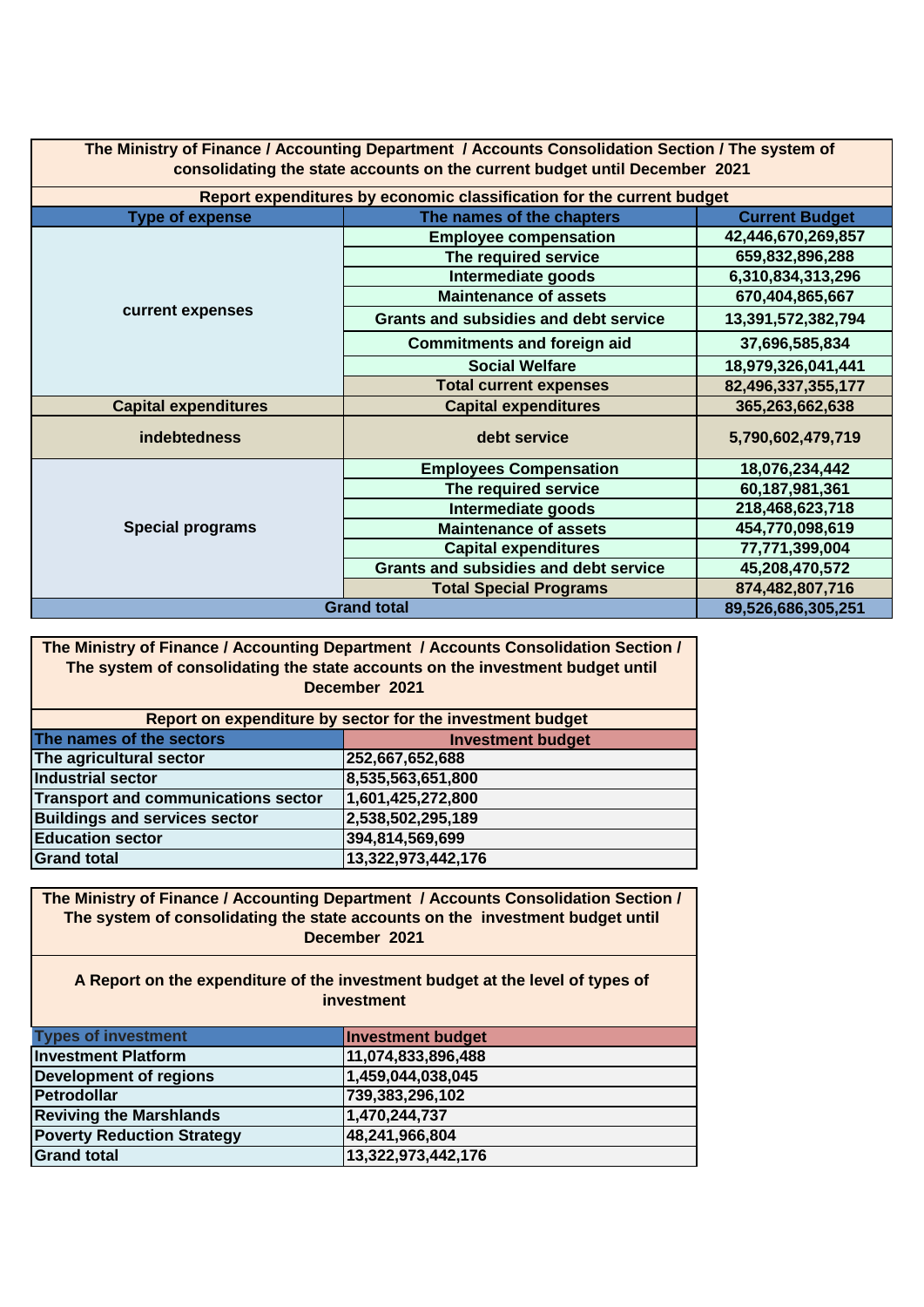| The Ministry of Finance / Accounting Department / Accounts Consolidation Section / The system of consolidating the state accounts on the current budget until December 2021 | | |
|---|---|---|
| **Report expenditures by economic classification for the current budget** | | |
| **Type of expense** | **The names of the chapters** | **Current Budget** |
| current expenses | Employee compensation | 42,446,670,269,857 |
| | The required service | 659,832,896,288 |
| | Intermediate goods | 6,310,834,313,296 |
| | Maintenance of assets | 670,404,865,667 |
| | Grants and subsidies and debt service | 13,391,572,382,794 |
| | Commitments and foreign aid | 37,696,585,834 |
| | Social Welfare | 18,979,326,041,441 |
| | Total current expenses | 82,496,337,355,177 |
| Capital expenditures | Capital expenditures | 365,263,662,638 |
| indebtedness | debt service | 5,790,602,479,719 |
| Special programs | Employees Compensation | 18,076,234,442 |
| | The required service | 60,187,981,361 |
| | Intermediate goods | 218,468,623,718 |
| | Maintenance of assets | 454,770,098,619 |
| | Capital expenditures | 77,771,399,004 |
| | Grants and subsidies and debt service | 45,208,470,572 |
| | Total Special Programs | 874,482,807,716 |
| **Grand total** | | **89,526,686,305,251** |

| The Ministry of Finance / Accounting Department / Accounts Consolidation Section / The system of consolidating the state accounts on the investment budget until December 2021 | |
|---|---|
| **Report on expenditure by sector for the investment budget** | |
| **The names of the sectors** | **Investment budget** |
| The agricultural sector | 252,667,652,688 |
| Industrial sector | 8,535,563,651,800 |
| Transport and communications sector | 1,601,425,272,800 |
| Buildings and services sector | 2,538,502,295,189 |
| Education sector | 394,814,569,699 |
| Grand total | 13,322,973,442,176 |

| The Ministry of Finance / Accounting Department / Accounts Consolidation Section / The system of consolidating the state accounts on the investment budget until December 2021 | |
|---|---|
| **A Report on the expenditure of the investment budget at the level of types of investment** | |
| **Types of investment** | **Investment budget** |
| Investment Platform | 11,074,833,896,488 |
| Development of regions | 1,459,044,038,045 |
| Petrodollar | 739,383,296,102 |
| Reviving the Marshlands | 1,470,244,737 |
| Poverty Reduction Strategy | 48,241,966,804 |
| Grand total | 13,322,973,442,176 |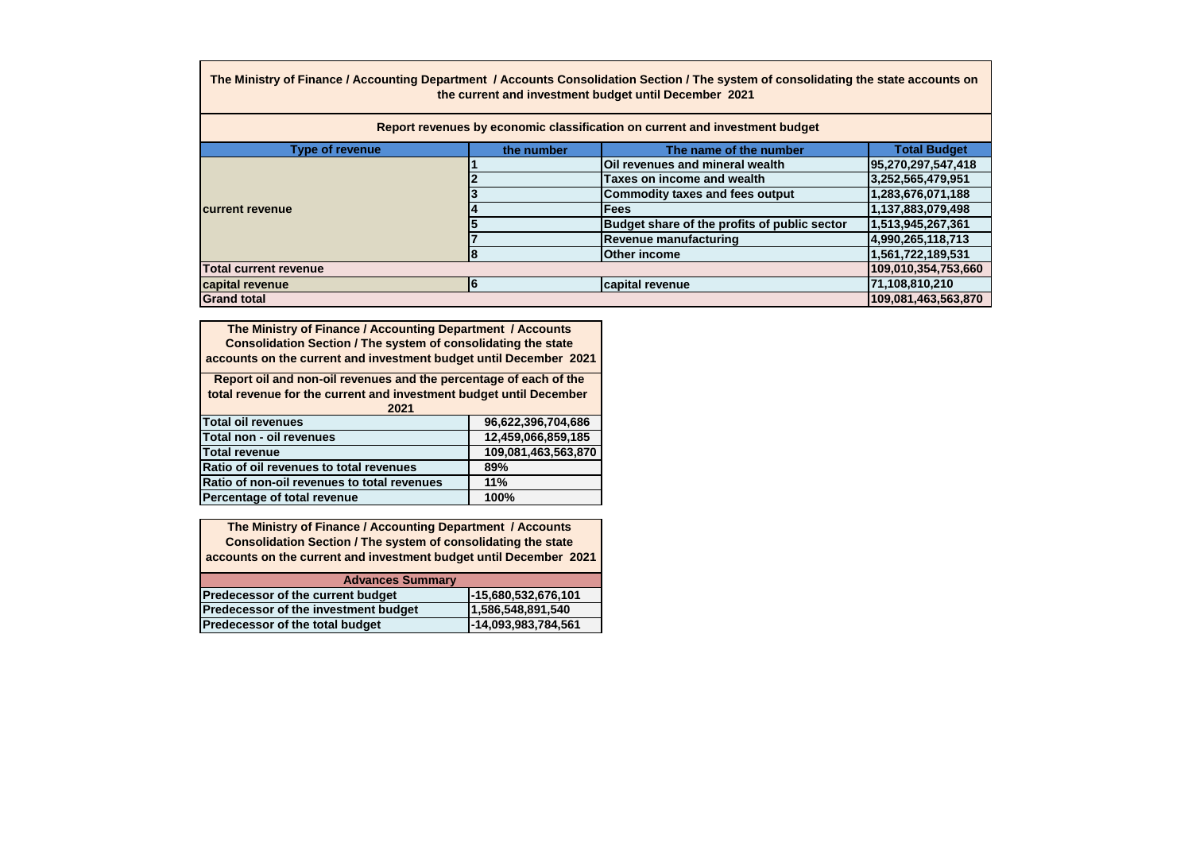**The Ministry of Finance / Accounting Department / Accounts Consolidation Section / The system of consolidating the state accounts on the current and investment budget until December 2021**

**Report revenues by economic classification on current and investment budget**

| Type of revenue | the number | The name of the number | Total Budget |
|---|---|---|---|
| current revenue | 1 | Oil revenues and mineral wealth | 95,270,297,547,418 |
| | 2 | Taxes on income and wealth | 3,252,565,479,951 |
| | 3 | Commodity taxes and fees output | 1,283,676,071,188 |
| | 4 | Fees | 1,137,883,079,498 |
| | 5 | Budget share of the profits of public sector | 1,513,945,267,361 |
| | 7 | Revenue manufacturing | 4,990,265,118,713 |
| | 8 | Other income | 1,561,722,189,531 |
| Total current revenue | | | 109,010,354,753,660 |
| capital revenue | 6 | capital revenue | 71,108,810,210 |
| Grand total | | | 109,081,463,563,870 |

**The Ministry of Finance / Accounting Department / Accounts Consolidation Section / The system of consolidating the state accounts on the current and investment budget until December 2021**

**Report oil and non-oil revenues and the percentage of each of the total revenue for the current and investment budget until December 2021**

| | |
|---|---|
| Total oil revenues | 96,622,396,704,686 |
| Total non - oil revenues | 12,459,066,859,185 |
| Total revenue | 109,081,463,563,870 |
| Ratio of oil revenues to total revenues | 89% |
| Ratio of non-oil revenues to total revenues | 11% |
| Percentage of total revenue | 100% |

**The Ministry of Finance / Accounting Department / Accounts Consolidation Section / The system of consolidating the state accounts on the current and investment budget until December 2021**

| Advances Summary | |
|---|---|
| Predecessor of the current budget | -15,680,532,676,101 |
| Predecessor of the investment budget | 1,586,548,891,540 |
| Predecessor of the total budget | -14,093,983,784,561 |